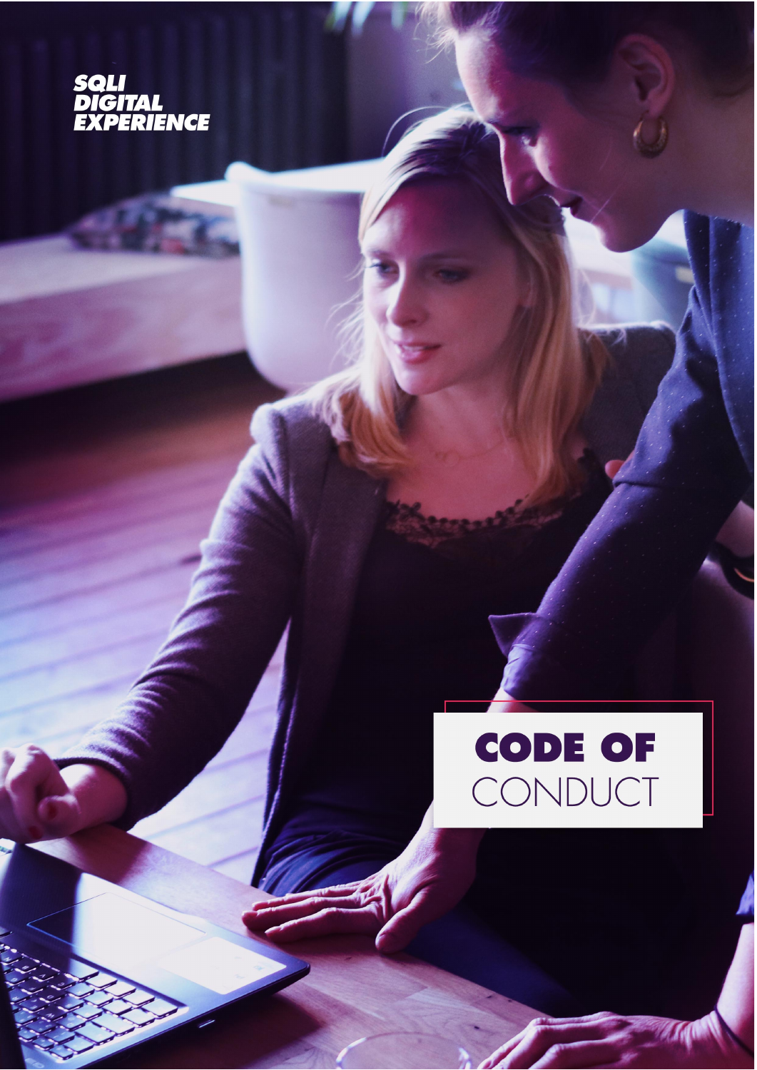SQLI DIGITAL EXPERIENCE

# CODE OF CONDUCT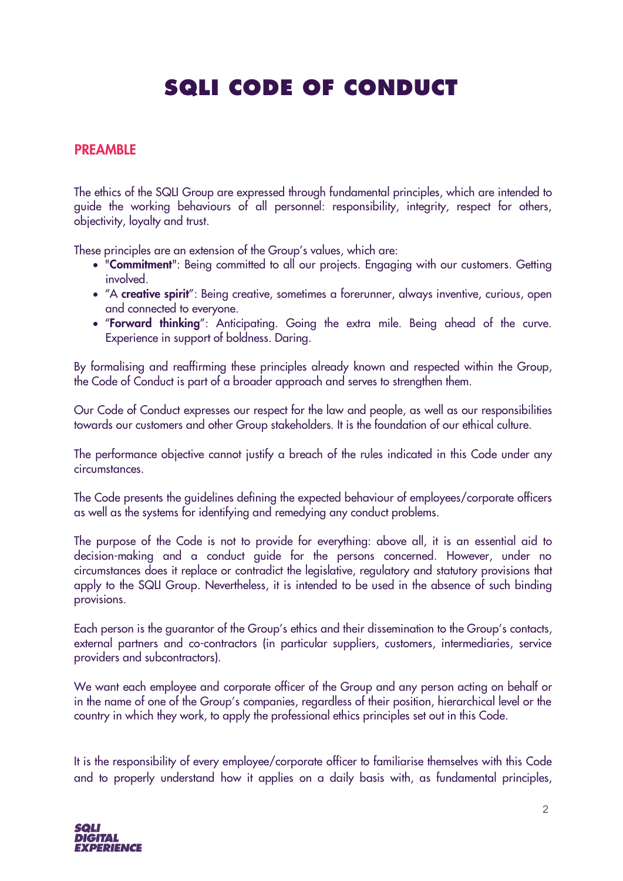# SQLI CODE OF CONDUCT

## PREAMBLE

The ethics of the SQLI Group are expressed through fundamental principles, which are intended to guide the working behaviours of all personnel: responsibility, integrity, respect for others, objectivity, loyalty and trust.

These principles are an extension of the Group's values, which are:

- "**Commitment**": Being committed to all our projects. Engaging with our customers. Getting involved.
- "A **creative spirit**": Being creative, sometimes a forerunner, always inventive, curious, open and connected to everyone.
- "**Forward thinking**": Anticipating. Going the extra mile. Being ahead of the curve. Experience in support of boldness. Daring.

By formalising and reaffirming these principles already known and respected within the Group, the Code of Conduct is part of a broader approach and serves to strengthen them.

Our Code of Conduct expresses our respect for the law and people, as well as our responsibilities towards our customers and other Group stakeholders. It is the foundation of our ethical culture.

The performance objective cannot justify a breach of the rules indicated in this Code under any circumstances.

The Code presents the guidelines defining the expected behaviour of employees/corporate officers as well as the systems for identifying and remedying any conduct problems.

The purpose of the Code is not to provide for everything: above all, it is an essential aid to decision-making and a conduct guide for the persons concerned. However, under no circumstances does it replace or contradict the legislative, regulatory and statutory provisions that apply to the SQLI Group. Nevertheless, it is intended to be used in the absence of such binding provisions.

Each person is the guarantor of the Group's ethics and their dissemination to the Group's contacts, external partners and co-contractors (in particular suppliers, customers, intermediaries, service providers and subcontractors).

We want each employee and corporate officer of the Group and any person acting on behalf or in the name of one of the Group's companies, regardless of their position, hierarchical level or the country in which they work, to apply the professional ethics principles set out in this Code.

It is the responsibility of every employee/corporate officer to familiarise themselves with this Code and to properly understand how it applies on a daily basis with, as fundamental principles,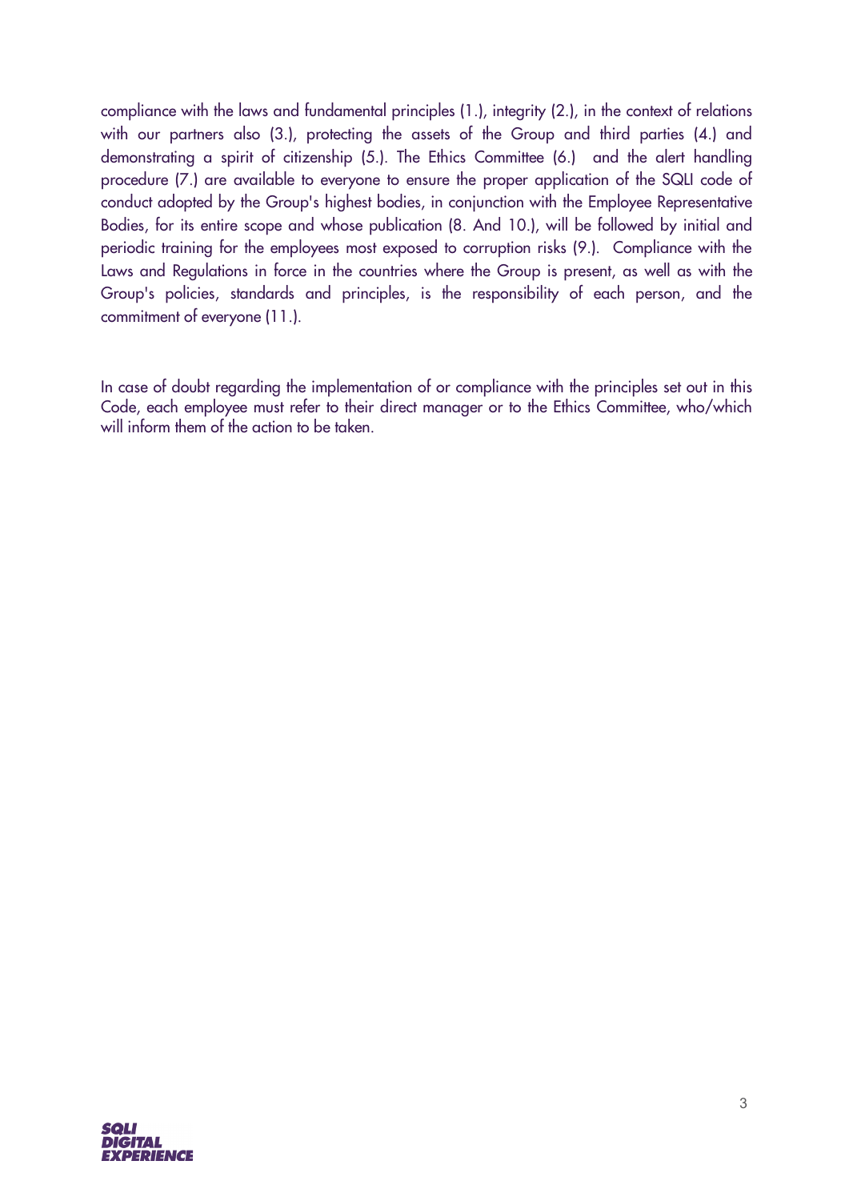compliance with the laws and fundamental principles (1.), integrity (2.), in the context of relations with our partners also (3.), protecting the assets of the Group and third parties (4.) and demonstrating a spirit of citizenship (5.). The Ethics Committee (6.) and the alert handling procedure (7.) are available to everyone to ensure the proper application of the SQLI code of conduct adopted by the Group's highest bodies, in conjunction with the Employee Representative Bodies, for its entire scope and whose publication (8. And 10.), will be followed by initial and periodic training for the employees most exposed to corruption risks (9.). Compliance with the Laws and Regulations in force in the countries where the Group is present, as well as with the Group's policies, standards and principles, is the responsibility of each person, and the commitment of everyone (11.).

In case of doubt regarding the implementation of or compliance with the principles set out in this Code, each employee must refer to their direct manager or to the Ethics Committee, who/which will inform them of the action to be taken.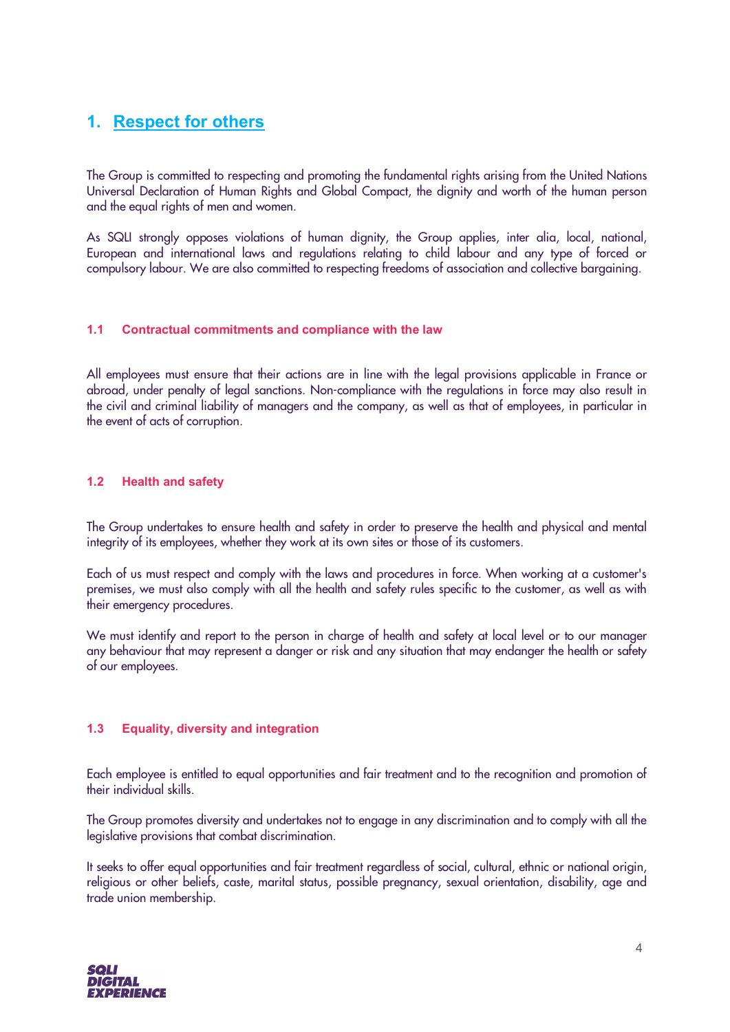# 1. Respect for others

The Group is committed to respecting and promoting the fundamental rights arising from the United Nations Universal Declaration of Human Rights and Global Compact, the dignity and worth of the human person and the equal rights of men and women.

As SQLI strongly opposes violations of human dignity, the Group applies, inter alia, local, national, European and international laws and regulations relating to child labour and any type of forced or compulsory labour. We are also committed to respecting freedoms of association and collective bargaining.

## 1.1 Contractual commitments and compliance with the law

All employees must ensure that their actions are in line with the legal provisions applicable in France or abroad, under penalty of legal sanctions. Non-compliance with the regulations in force may also result in the civil and criminal liability of managers and the company, as well as that of employees, in particular in the event of acts of corruption.

## 1.2 Health and safety

The Group undertakes to ensure health and safety in order to preserve the health and physical and mental integrity of its employees, whether they work at its own sites or those of its customers.

Each of us must respect and comply with the laws and procedures in force. When working at a customer's premises, we must also comply with all the health and safety rules specific to the customer, as well as with their emergency procedures.

We must identify and report to the person in charge of health and safety at local level or to our manager any behaviour that may represent a danger or risk and any situation that may endanger the health or safety of our employees.

## 1.3 Equality, diversity and integration

Each employee is entitled to equal opportunities and fair treatment and to the recognition and promotion of their individual skills.

The Group promotes diversity and undertakes not to engage in any discrimination and to comply with all the legislative provisions that combat discrimination.

It seeks to offer equal opportunities and fair treatment regardless of social, cultural, ethnic or national origin, religious or other beliefs, caste, marital status, possible pregnancy, sexual orientation, disability, age and trade union membership.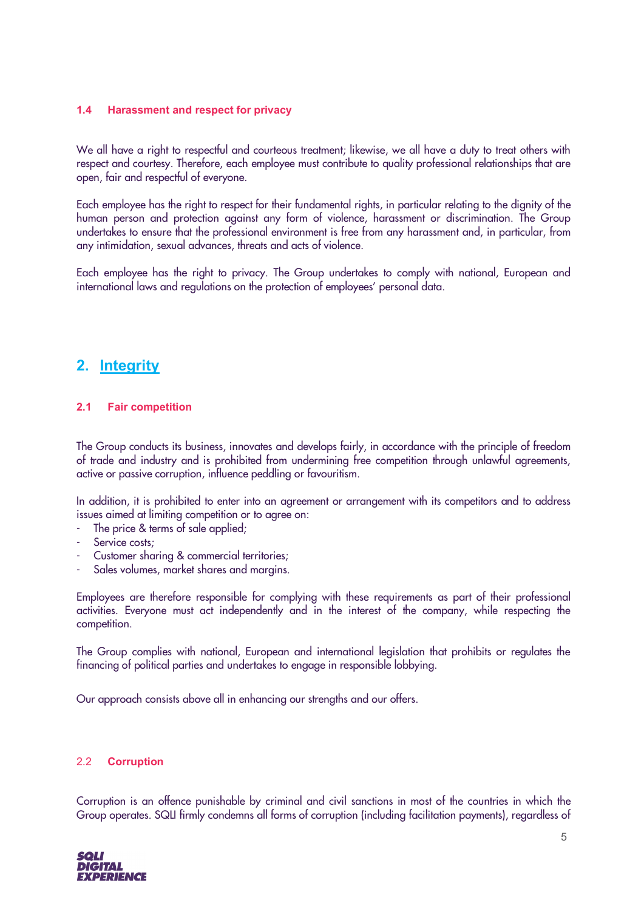### 1.4 Harassment and respect for privacy

We all have a right to respectful and courteous treatment; likewise, we all have a duty to treat others with respect and courtesy. Therefore, each employee must contribute to quality professional relationships that are open, fair and respectful of everyone.

Each employee has the right to respect for their fundamental rights, in particular relating to the dignity of the human person and protection against any form of violence, harassment or discrimination. The Group undertakes to ensure that the professional environment is free from any harassment and, in particular, from any intimidation, sexual advances, threats and acts of violence.

Each employee has the right to privacy. The Group undertakes to comply with national, European and international laws and regulations on the protection of employees' personal data.

## 2. Integrity

### 2.1 Fair competition

The Group conducts its business, innovates and develops fairly, in accordance with the principle of freedom of trade and industry and is prohibited from undermining free competition through unlawful agreements, active or passive corruption, influence peddling or favouritism.

In addition, it is prohibited to enter into an agreement or arrangement with its competitors and to address issues aimed at limiting competition or to agree on:

- The price & terms of sale applied;
- Service costs;
- Customer sharing & commercial territories;
- Sales volumes, market shares and margins.

Employees are therefore responsible for complying with these requirements as part of their professional activities. Everyone must act independently and in the interest of the company, while respecting the competition.

The Group complies with national, European and international legislation that prohibits or regulates the financing of political parties and undertakes to engage in responsible lobbying.

Our approach consists above all in enhancing our strengths and our offers.

### 2.2 Corruption

Corruption is an offence punishable by criminal and civil sanctions in most of the countries in which the Group operates. SQLI firmly condemns all forms of corruption (including facilitation payments), regardless of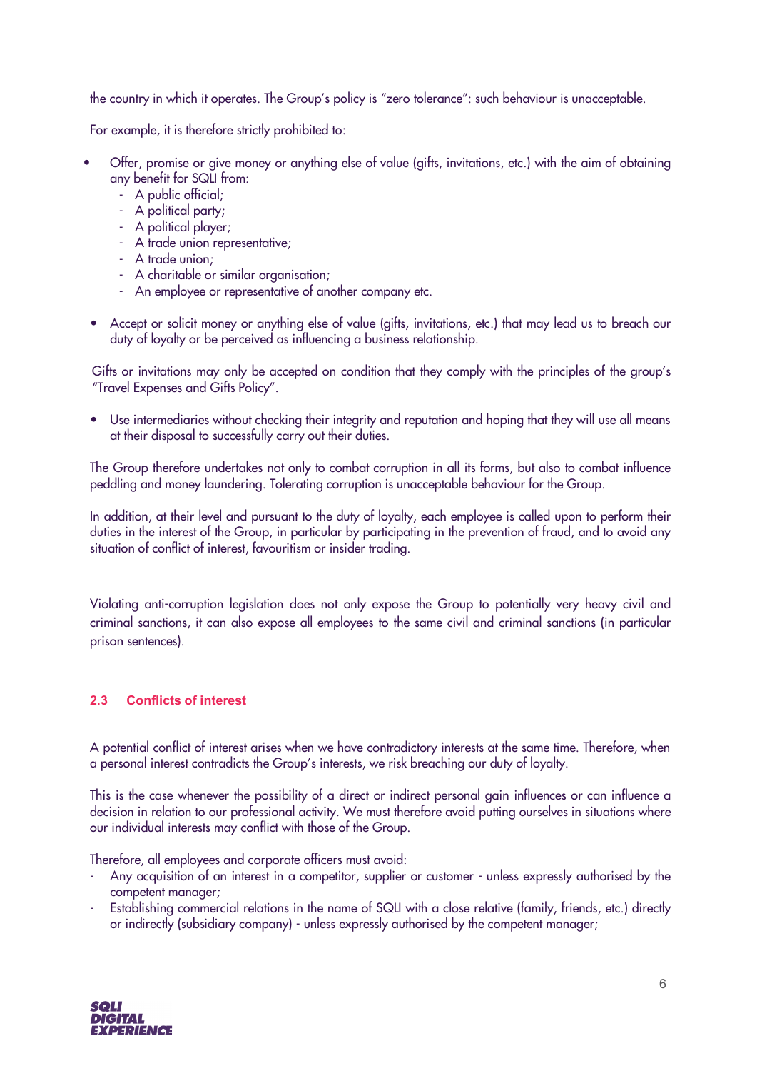the country in which it operates. The Group's policy is "zero tolerance": such behaviour is unacceptable.

For example, it is therefore strictly prohibited to:

- Offer, promise or give money or anything else of value (gifts, invitations, etc.) with the aim of obtaining any benefit for SQLI from:
  - A public official;
  - A political party;
  - A political player;
  - A trade union representative;
  - A trade union;
  - A charitable or similar organisation;
  - An employee or representative of another company etc.

- Accept or solicit money or anything else of value (gifts, invitations, etc.) that may lead us to breach our duty of loyalty or be perceived as influencing a business relationship.

Gifts or invitations may only be accepted on condition that they comply with the principles of the group's "Travel Expenses and Gifts Policy".

- Use intermediaries without checking their integrity and reputation and hoping that they will use all means at their disposal to successfully carry out their duties.

The Group therefore undertakes not only to combat corruption in all its forms, but also to combat influence peddling and money laundering. Tolerating corruption is unacceptable behaviour for the Group.

In addition, at their level and pursuant to the duty of loyalty, each employee is called upon to perform their duties in the interest of the Group, in particular by participating in the prevention of fraud, and to avoid any situation of conflict of interest, favouritism or insider trading.

Violating anti-corruption legislation does not only expose the Group to potentially very heavy civil and criminal sanctions, it can also expose all employees to the same civil and criminal sanctions (in particular prison sentences).

### 2.3 Conflicts of interest

A potential conflict of interest arises when we have contradictory interests at the same time. Therefore, when a personal interest contradicts the Group's interests, we risk breaching our duty of loyalty.

This is the case whenever the possibility of a direct or indirect personal gain influences or can influence a decision in relation to our professional activity. We must therefore avoid putting ourselves in situations where our individual interests may conflict with those of the Group.

Therefore, all employees and corporate officers must avoid:

- Any acquisition of an interest in a competitor, supplier or customer - unless expressly authorised by the competent manager;
- Establishing commercial relations in the name of SQLI with a close relative (family, friends, etc.) directly or indirectly (subsidiary company) - unless expressly authorised by the competent manager;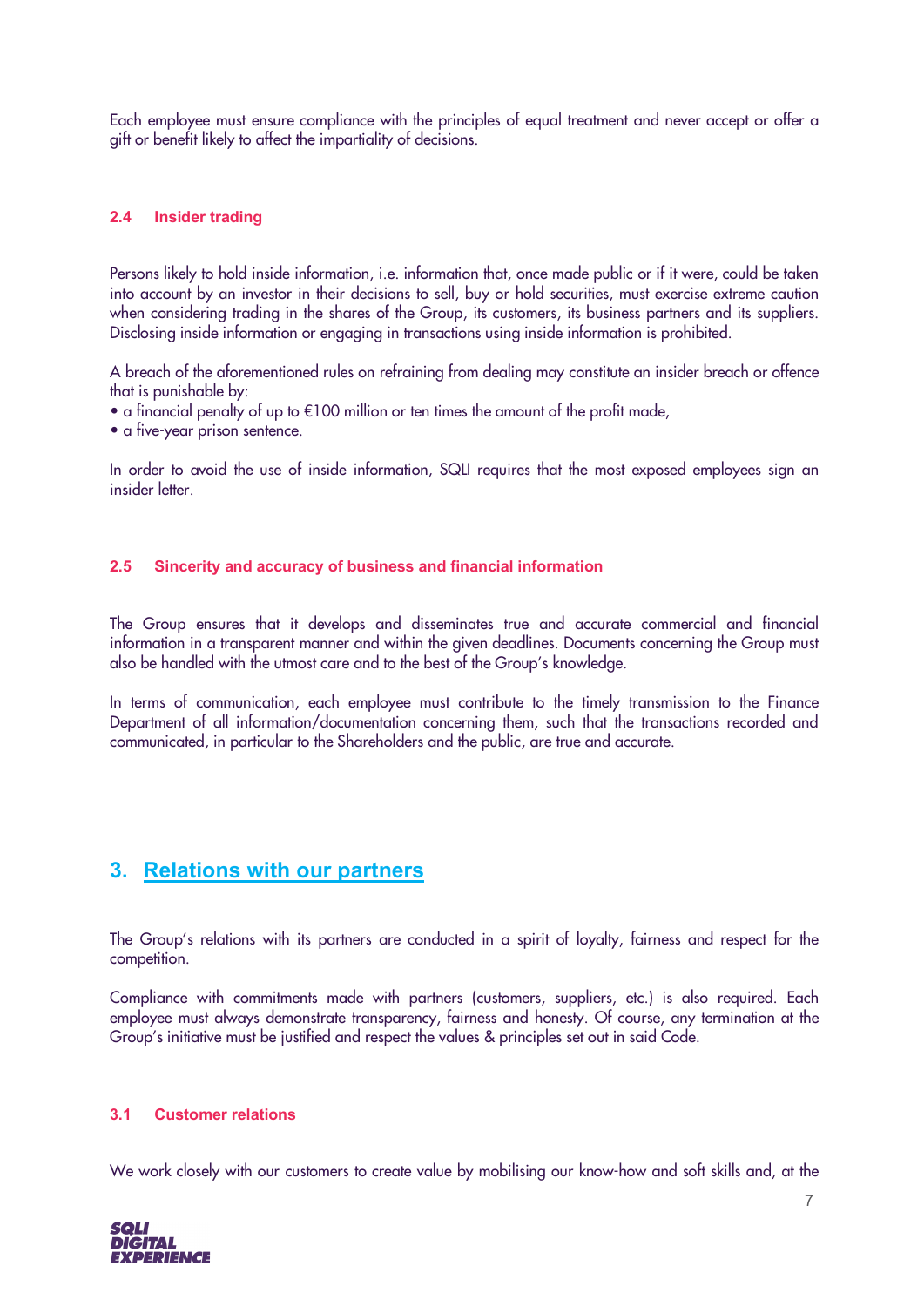Each employee must ensure compliance with the principles of equal treatment and never accept or offer a gift or benefit likely to affect the impartiality of decisions.

### 2.4 Insider trading

Persons likely to hold inside information, i.e. information that, once made public or if it were, could be taken into account by an investor in their decisions to sell, buy or hold securities, must exercise extreme caution when considering trading in the shares of the Group, its customers, its business partners and its suppliers. Disclosing inside information or engaging in transactions using inside information is prohibited.

A breach of the aforementioned rules on refraining from dealing may constitute an insider breach or offence that is punishable by:

- a financial penalty of up to €100 million or ten times the amount of the profit made,
- a five-year prison sentence.

In order to avoid the use of inside information, SQLI requires that the most exposed employees sign an insider letter.

### 2.5 Sincerity and accuracy of business and financial information

The Group ensures that it develops and disseminates true and accurate commercial and financial information in a transparent manner and within the given deadlines. Documents concerning the Group must also be handled with the utmost care and to the best of the Group's knowledge.

In terms of communication, each employee must contribute to the timely transmission to the Finance Department of all information/documentation concerning them, such that the transactions recorded and communicated, in particular to the Shareholders and the public, are true and accurate.

## 3. Relations with our partners

The Group's relations with its partners are conducted in a spirit of loyalty, fairness and respect for the competition.

Compliance with commitments made with partners (customers, suppliers, etc.) is also required. Each employee must always demonstrate transparency, fairness and honesty. Of course, any termination at the Group's initiative must be justified and respect the values & principles set out in said Code.

### 3.1 Customer relations

We work closely with our customers to create value by mobilising our know-how and soft skills and, at the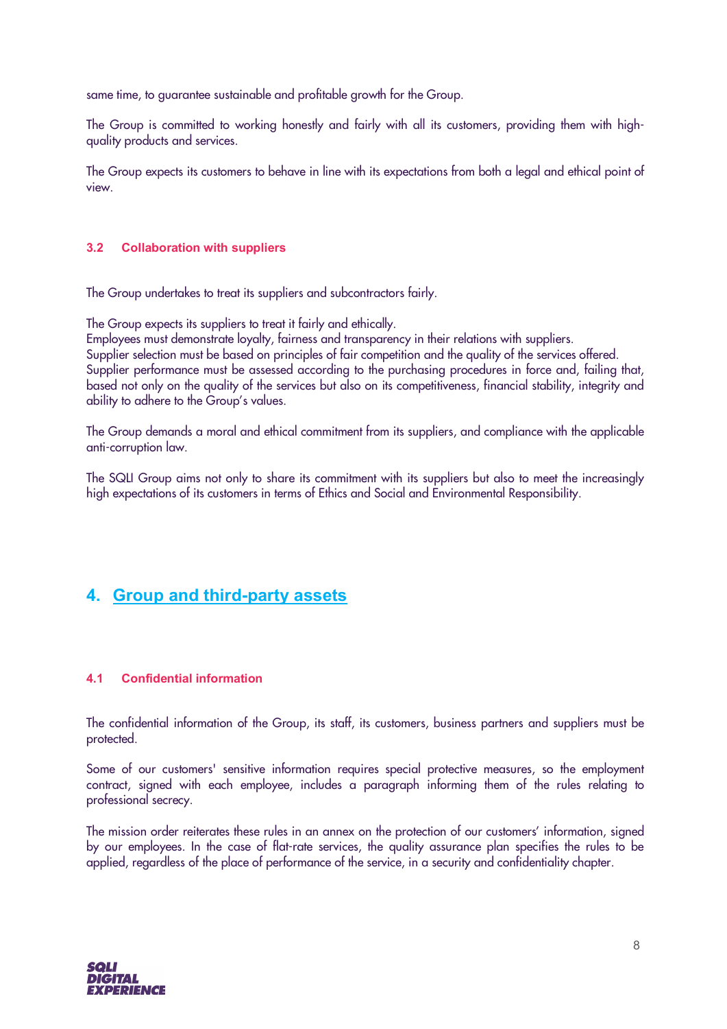same time, to guarantee sustainable and profitable growth for the Group.

The Group is committed to working honestly and fairly with all its customers, providing them with high-quality products and services.

The Group expects its customers to behave in line with its expectations from both a legal and ethical point of view.

### 3.2 Collaboration with suppliers

The Group undertakes to treat its suppliers and subcontractors fairly.

The Group expects its suppliers to treat it fairly and ethically.
Employees must demonstrate loyalty, fairness and transparency in their relations with suppliers.
Supplier selection must be based on principles of fair competition and the quality of the services offered.
Supplier performance must be assessed according to the purchasing procedures in force and, failing that, based not only on the quality of the services but also on its competitiveness, financial stability, integrity and ability to adhere to the Group's values.

The Group demands a moral and ethical commitment from its suppliers, and compliance with the applicable anti-corruption law.

The SQLI Group aims not only to share its commitment with its suppliers but also to meet the increasingly high expectations of its customers in terms of Ethics and Social and Environmental Responsibility.

## 4. Group and third-party assets

### 4.1 Confidential information

The confidential information of the Group, its staff, its customers, business partners and suppliers must be protected.

Some of our customers' sensitive information requires special protective measures, so the employment contract, signed with each employee, includes a paragraph informing them of the rules relating to professional secrecy.

The mission order reiterates these rules in an annex on the protection of our customers' information, signed by our employees. In the case of flat-rate services, the quality assurance plan specifies the rules to be applied, regardless of the place of performance of the service, in a security and confidentiality chapter.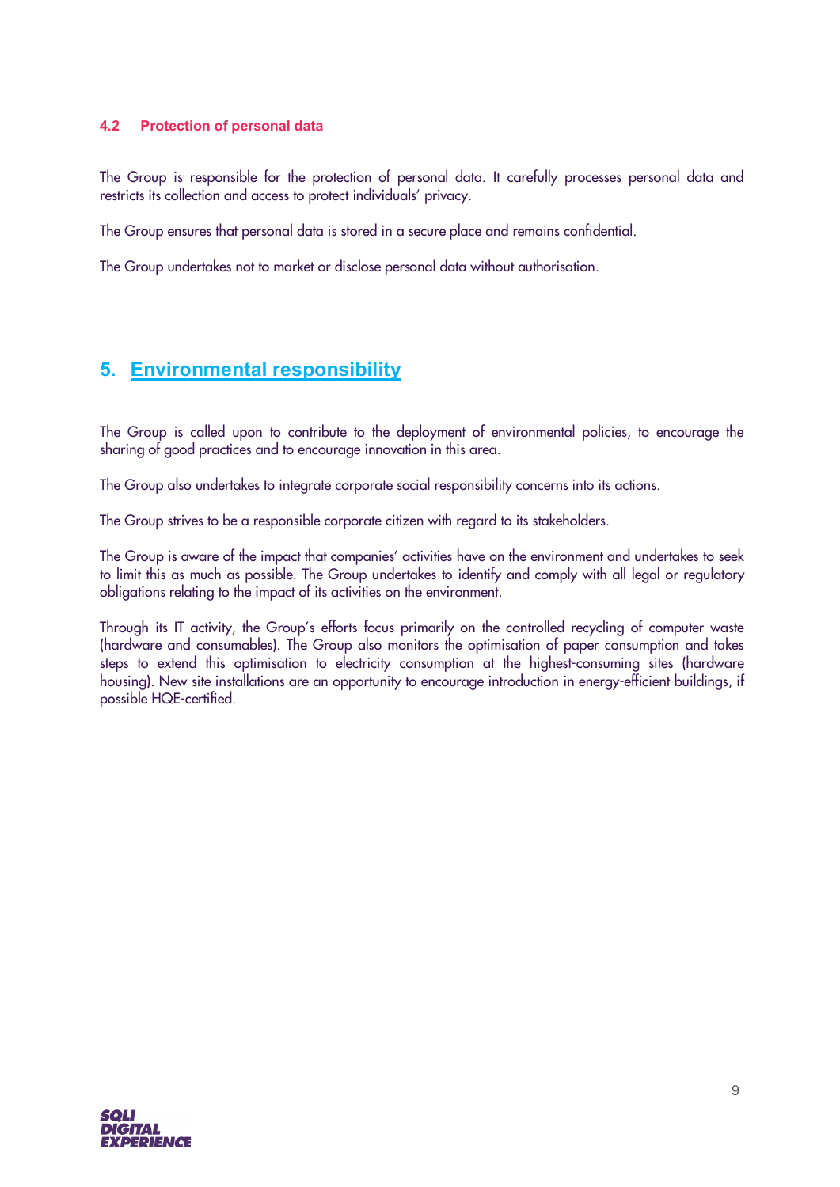### 4.2 Protection of personal data

The Group is responsible for the protection of personal data. It carefully processes personal data and restricts its collection and access to protect individuals' privacy.

The Group ensures that personal data is stored in a secure place and remains confidential.

The Group undertakes not to market or disclose personal data without authorisation.

## 5. Environmental responsibility

The Group is called upon to contribute to the deployment of environmental policies, to encourage the sharing of good practices and to encourage innovation in this area.

The Group also undertakes to integrate corporate social responsibility concerns into its actions.

The Group strives to be a responsible corporate citizen with regard to its stakeholders.

The Group is aware of the impact that companies' activities have on the environment and undertakes to seek to limit this as much as possible. The Group undertakes to identify and comply with all legal or regulatory obligations relating to the impact of its activities on the environment.

Through its IT activity, the Group's efforts focus primarily on the controlled recycling of computer waste (hardware and consumables). The Group also monitors the optimisation of paper consumption and takes steps to extend this optimisation to electricity consumption at the highest-consuming sites (hardware housing). New site installations are an opportunity to encourage introduction in energy-efficient buildings, if possible HQE-certified.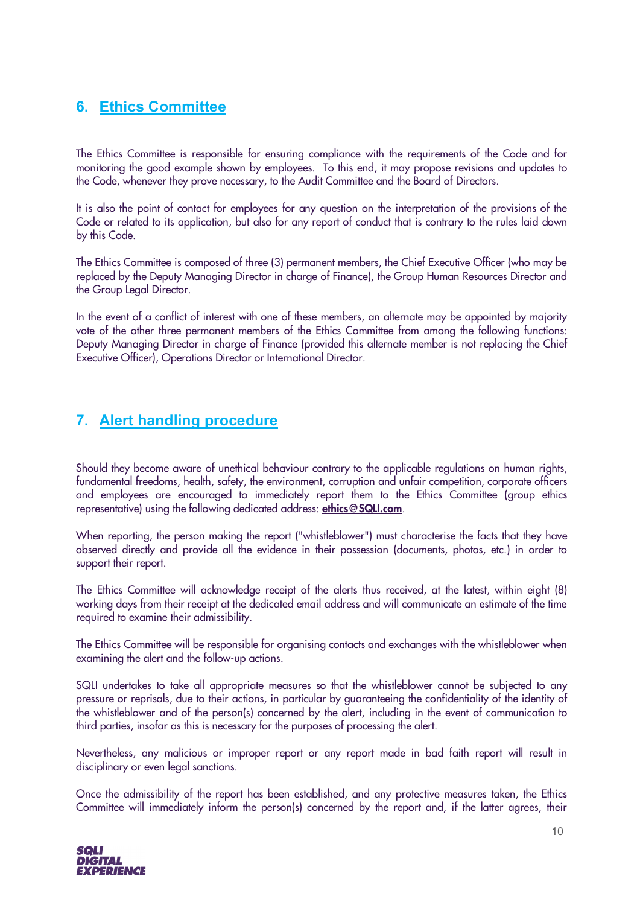## 6. Ethics Committee

The Ethics Committee is responsible for ensuring compliance with the requirements of the Code and for monitoring the good example shown by employees. To this end, it may propose revisions and updates to the Code, whenever they prove necessary, to the Audit Committee and the Board of Directors.

It is also the point of contact for employees for any question on the interpretation of the provisions of the Code or related to its application, but also for any report of conduct that is contrary to the rules laid down by this Code.

The Ethics Committee is composed of three (3) permanent members, the Chief Executive Officer (who may be replaced by the Deputy Managing Director in charge of Finance), the Group Human Resources Director and the Group Legal Director.

In the event of a conflict of interest with one of these members, an alternate may be appointed by majority vote of the other three permanent members of the Ethics Committee from among the following functions: Deputy Managing Director in charge of Finance (provided this alternate member is not replacing the Chief Executive Officer), Operations Director or International Director.

## 7. Alert handling procedure

Should they become aware of unethical behaviour contrary to the applicable regulations on human rights, fundamental freedoms, health, safety, the environment, corruption and unfair competition, corporate officers and employees are encouraged to immediately report them to the Ethics Committee (group ethics representative) using the following dedicated address: **ethics@SQLI.com**.

When reporting, the person making the report ("whistleblower") must characterise the facts that they have observed directly and provide all the evidence in their possession (documents, photos, etc.) in order to support their report.

The Ethics Committee will acknowledge receipt of the alerts thus received, at the latest, within eight (8) working days from their receipt at the dedicated email address and will communicate an estimate of the time required to examine their admissibility.

The Ethics Committee will be responsible for organising contacts and exchanges with the whistleblower when examining the alert and the follow-up actions.

SQLI undertakes to take all appropriate measures so that the whistleblower cannot be subjected to any pressure or reprisals, due to their actions, in particular by guaranteeing the confidentiality of the identity of the whistleblower and of the person(s) concerned by the alert, including in the event of communication to third parties, insofar as this is necessary for the purposes of processing the alert.

Nevertheless, any malicious or improper report or any report made in bad faith report will result in disciplinary or even legal sanctions.

Once the admissibility of the report has been established, and any protective measures taken, the Ethics Committee will immediately inform the person(s) concerned by the report and, if the latter agrees, their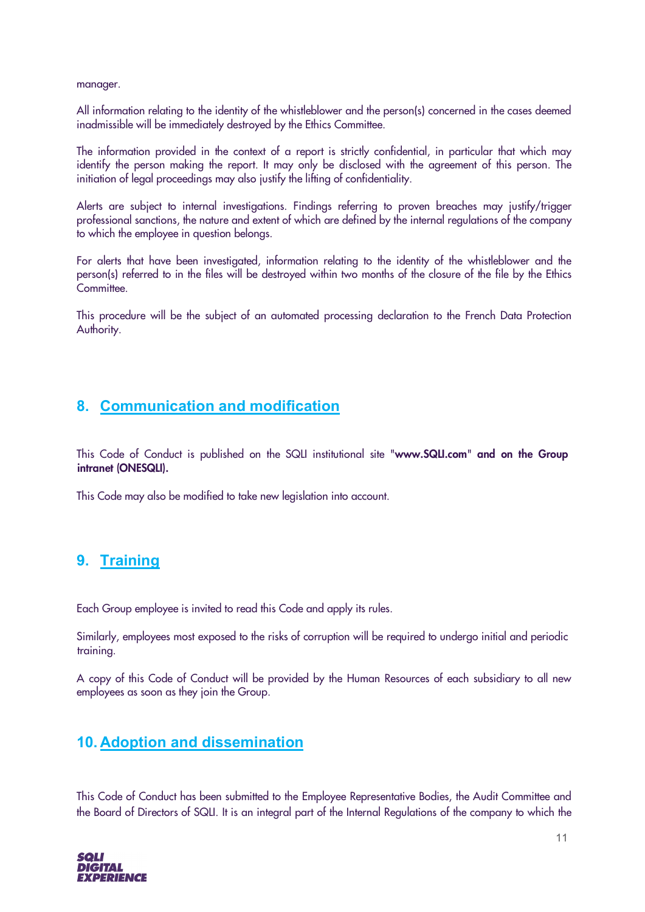manager.

All information relating to the identity of the whistleblower and the person(s) concerned in the cases deemed inadmissible will be immediately destroyed by the Ethics Committee.

The information provided in the context of a report is strictly confidential, in particular that which may identify the person making the report. It may only be disclosed with the agreement of this person. The initiation of legal proceedings may also justify the lifting of confidentiality.

Alerts are subject to internal investigations. Findings referring to proven breaches may justify/trigger professional sanctions, the nature and extent of which are defined by the internal regulations of the company to which the employee in question belongs.

For alerts that have been investigated, information relating to the identity of the whistleblower and the person(s) referred to in the files will be destroyed within two months of the closure of the file by the Ethics Committee.

This procedure will be the subject of an automated processing declaration to the French Data Protection Authority.

## 8. Communication and modification

This Code of Conduct is published on the SQLI institutional site "**www.SQLI.com**" **and on the Group intranet (ONESQLI).**

This Code may also be modified to take new legislation into account.

## 9. Training

Each Group employee is invited to read this Code and apply its rules.

Similarly, employees most exposed to the risks of corruption will be required to undergo initial and periodic training.

A copy of this Code of Conduct will be provided by the Human Resources of each subsidiary to all new employees as soon as they join the Group.

## 10. Adoption and dissemination

This Code of Conduct has been submitted to the Employee Representative Bodies, the Audit Committee and the Board of Directors of SQLI. It is an integral part of the Internal Regulations of the company to which the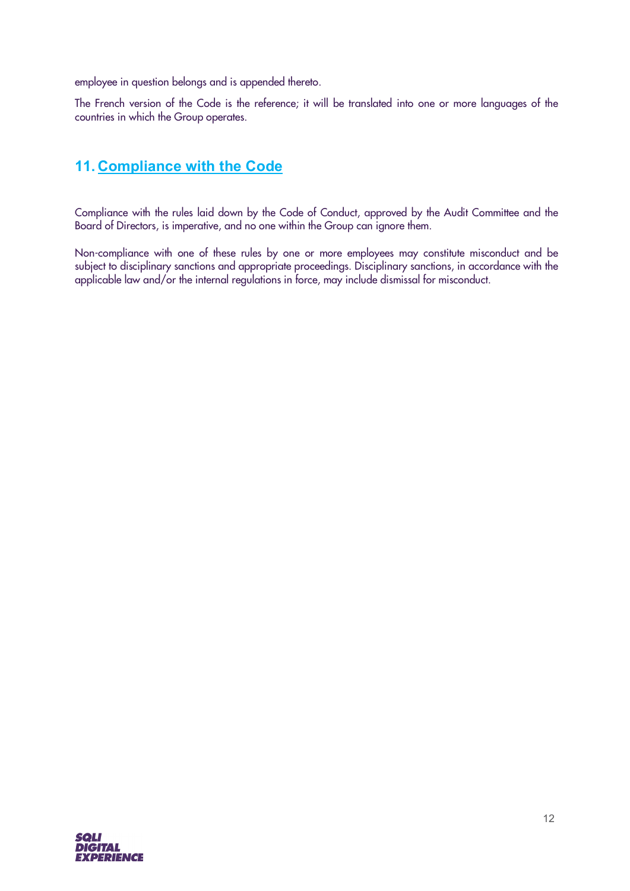employee in question belongs and is appended thereto.

The French version of the Code is the reference; it will be translated into one or more languages of the countries in which the Group operates.

## 11. Compliance with the Code

Compliance with the rules laid down by the Code of Conduct, approved by the Audit Committee and the Board of Directors, is imperative, and no one within the Group can ignore them.

Non-compliance with one of these rules by one or more employees may constitute misconduct and be subject to disciplinary sanctions and appropriate proceedings. Disciplinary sanctions, in accordance with the applicable law and/or the internal regulations in force, may include dismissal for misconduct.